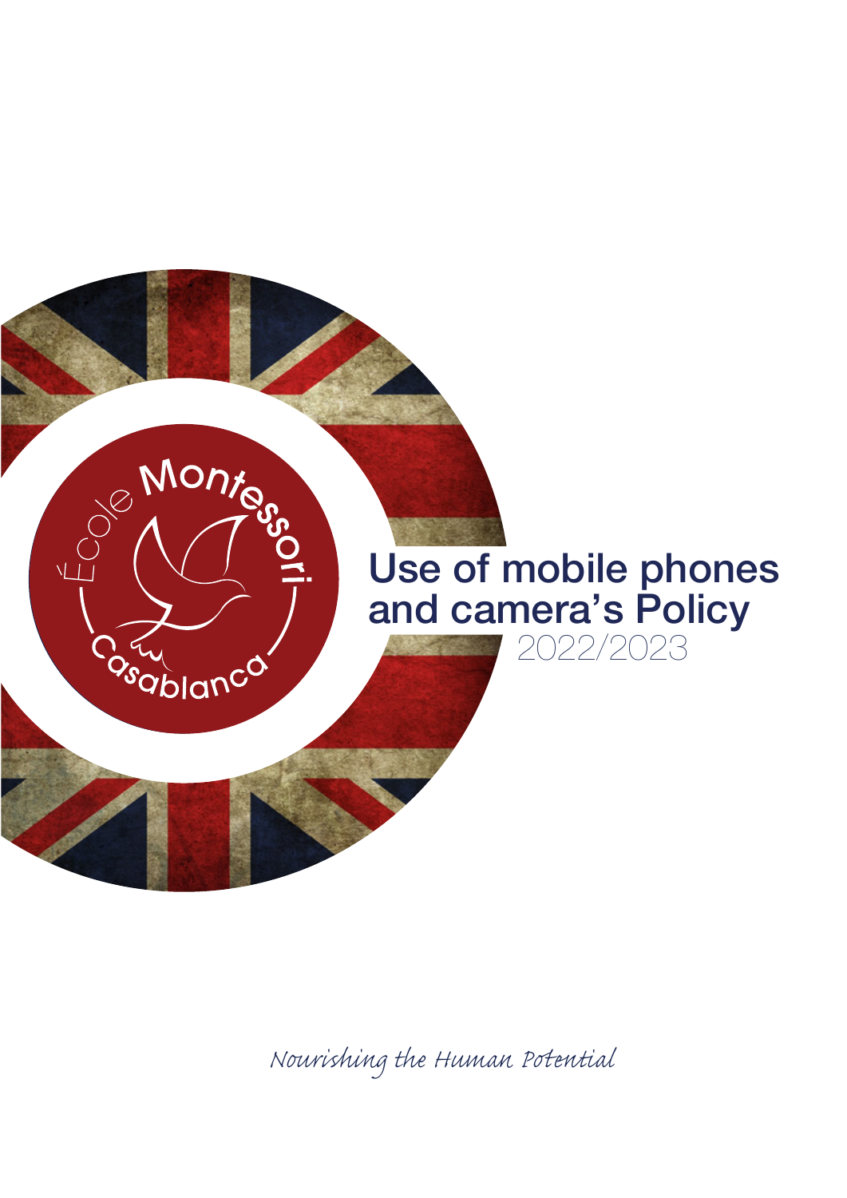École Montessori Casablanca

# Use of mobile phones and camera's Policy

2022/2023

*Nourishing the Human Potential*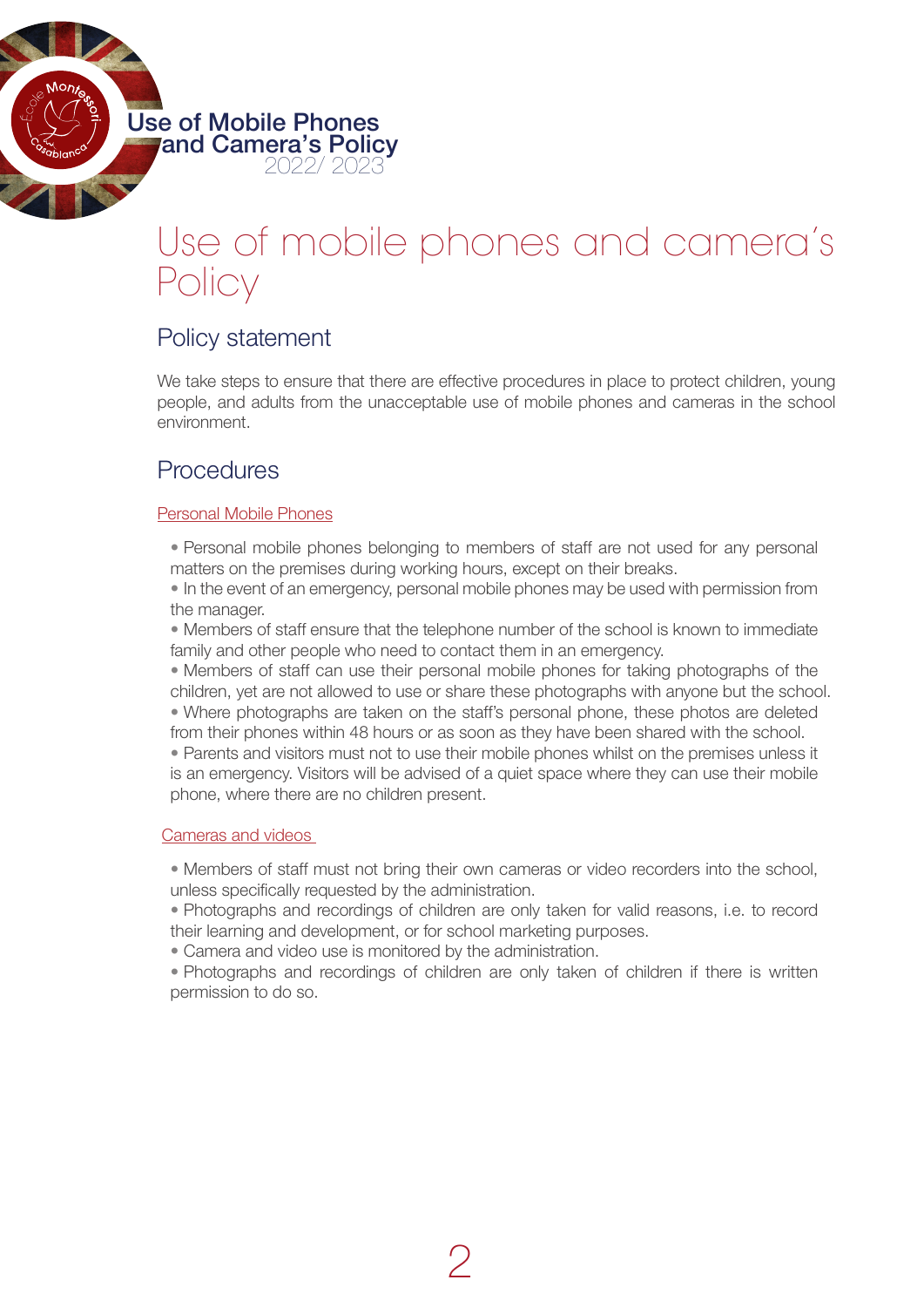# Use of mobile phones and camera's Policy

## Policy statement

We take steps to ensure that there are effective procedures in place to protect children, young people, and adults from the unacceptable use of mobile phones and cameras in the school environment.

## Procedures

### Personal Mobile Phones

- Personal mobile phones belonging to members of staff are not used for any personal matters on the premises during working hours, except on their breaks.
- In the event of an emergency, personal mobile phones may be used with permission from the manager.
- Members of staff ensure that the telephone number of the school is known to immediate family and other people who need to contact them in an emergency.
- Members of staff can use their personal mobile phones for taking photographs of the children, yet are not allowed to use or share these photographs with anyone but the school.
- Where photographs are taken on the staff's personal phone, these photos are deleted from their phones within 48 hours or as soon as they have been shared with the school.
- Parents and visitors must not to use their mobile phones whilst on the premises unless it is an emergency. Visitors will be advised of a quiet space where they can use their mobile phone, where there are no children present.

### Cameras and videos

- Members of staff must not bring their own cameras or video recorders into the school, unless specifically requested by the administration.
- Photographs and recordings of children are only taken for valid reasons, i.e. to record their learning and development, or for school marketing purposes.
- Camera and video use is monitored by the administration.
- Photographs and recordings of children are only taken of children if there is written permission to do so.